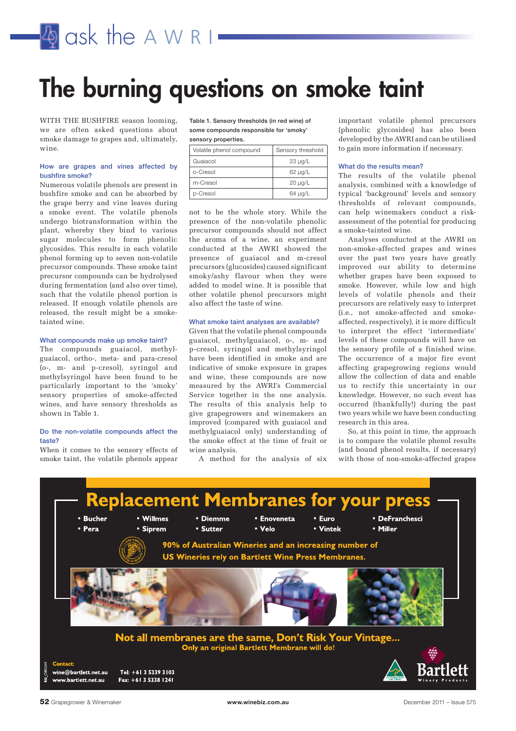ask the AWRI

# The burning questions on smoke taint

WITH THE BUSHFIRE season looming, we are often asked questions about smoke damage to grapes and, ultimately, wine.

### How are grapes and vines affected by bushfire smoke?

Numerous volatile phenols are present in bushfire smoke and can be absorbed by the grape berry and vine leaves during a smoke event. The volatile phenols undergo biotransformation within the plant, whereby they bind to various sugar molecules to form phenolic glycosides. This results in each volatile phenol forming up to seven non-volatile precursor compounds. These smoke taint precursor compounds can be hydrolysed during fermentation (and also over time), such that the volatile phenol portion is released. If enough volatile phenols are released, the result might be a smoke-tainted wine.

### What compounds make up smoke taint?

The compounds guaiacol, methylguaiacol, ortho-, meta- and para-cresol (o-, m- and p-cresol), syringol and methylsyringol have been found to be particularly important to the 'smoky' sensory properties of smoke-affected wines, and have sensory thresholds as shown in Table 1.

**Table 1. Sensory thresholds (in red wine) of some compounds responsible for 'smoky' sensory properties.**

| Volatile phenol compound | Sensory threshold |
|---|---|
| Guaiacol | 23 µg/L |
| o-Cresol | 62 µg/L |
| m-Cresol | 20 µg/L |
| p-Cresol | 64 µg/L |

### Do the non-volatile compounds affect the taste?

When it comes to the sensory effects of smoke taint, the volatile phenols appear not to be the whole story. While the presence of the non-volatile phenolic precursor compounds should not affect the aroma of a wine, an experiment conducted at the AWRI showed the presence of guaiacol and m-cresol precursors (glucosides) caused significant smoky/ashy flavour when they were added to model wine. It is possible that other volatile phenol precursors might also affect the taste of wine.

### What smoke taint analyses are available?

Given that the volatile phenol compounds guaiacol, methylguaiacol, o-, m- and p-cresol, syringol and methylsyringol have been identified in smoke and are indicative of smoke exposure in grapes and wine, these compounds are now measured by the AWRI's Commercial Service together in the one analysis. The results of this analysis help to give grapegrowers and winemakers an improved (compared with guaiacol and methylguaiacol only) understanding of the smoke effect at the time of fruit or wine analysis.

A method for the analysis of six important volatile phenol precursors (phenolic glycosides) has also been developed by the AWRI and can be utilised to gain more information if necessary.

### What do the results mean?

The results of the volatile phenol analysis, combined with a knowledge of typical 'background' levels and sensory thresholds of relevant compounds, can help winemakers conduct a risk-assessment of the potential for producing a smoke-tainted wine.

Analyses conducted at the AWRI on non-smoke-affected grapes and wines over the past two years have greatly improved our ability to determine whether grapes have been exposed to smoke. However, while low and high levels of volatile phenols and their precursors are relatively easy to interpret (i.e., not smoke-affected and smoke-affected, respectively), it is more difficult to interpret the effect 'intermediate' levels of these compounds will have on the sensory profile of a finished wine. The occurrence of a major fire event affecting grapegrowing regions would allow the collection of data and enable us to rectify this uncertainty in our knowledge. However, no such event has occurred (thankfully!) during the past two years while we have been conducting research in this area.

So, at this point in time, the approach is to compare the volatile phenol results (and bound phenol results, if necessary) with those of non-smoke-affected grapes

## Replacement Membranes for your press

- Bucher
- Pera
- Willmes
- Siprem
- Diemme
- Sutter
- Enoveneta
- Velo
- Euro
- Vintek
- DeFranceschi
- Miller

**90% of Australian Wineries and an increasing number of US Wineries rely on Bartlett Wine Press Membranes.**

**Not all membranes are the same, Don't Risk Your Vintage...**
**Only an original Bartlett Membrane will do!**

Contact:
wine@bartlett.net.au
www.bartlett.net.au
Tel: +61 3 5339 3103
Fax: +61 3 5338 1241

Bartlett Winery Products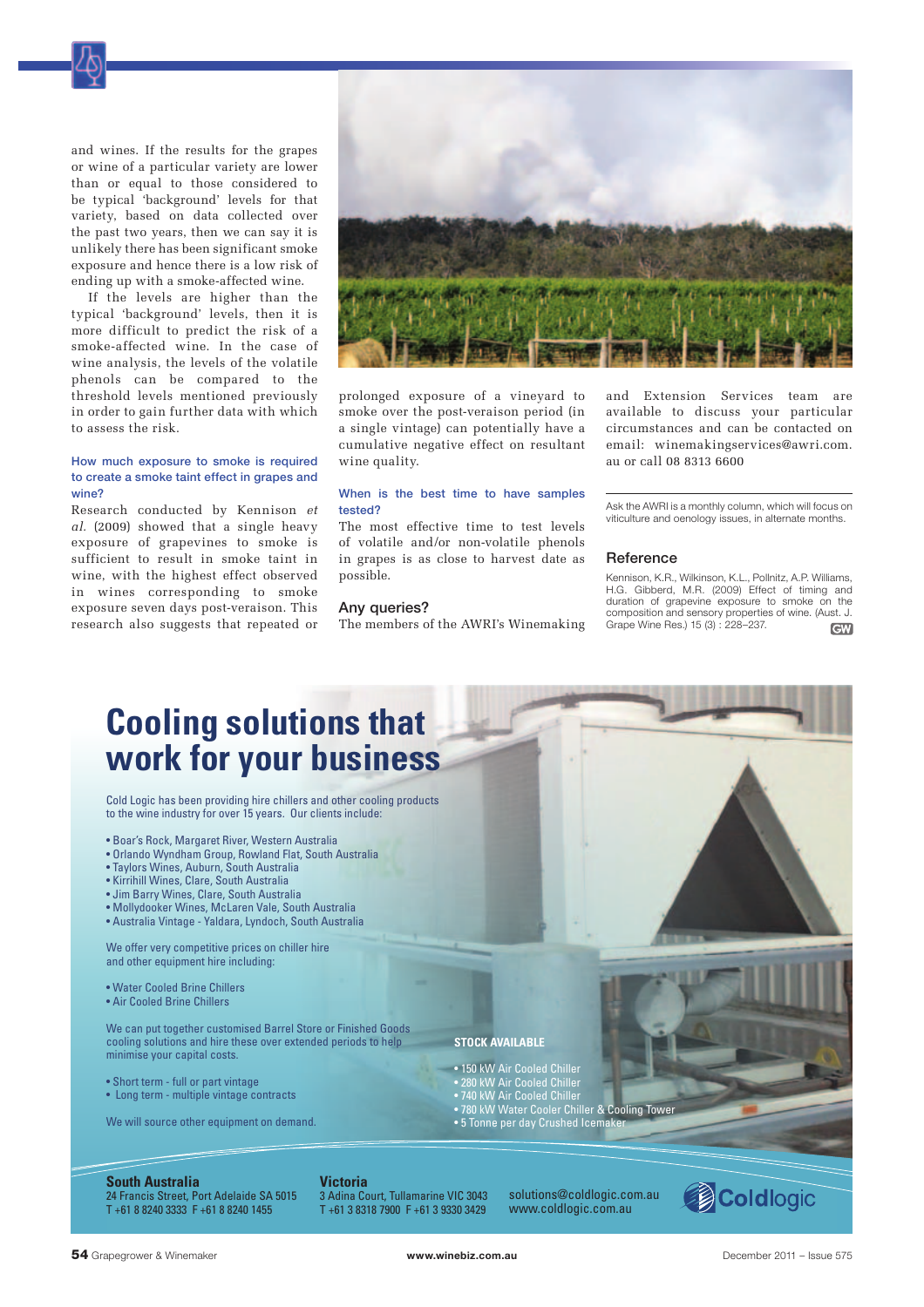and wines. If the results for the grapes or wine of a particular variety are lower than or equal to those considered to be typical 'background' levels for that variety, based on data collected over the past two years, then we can say it is unlikely there has been significant smoke exposure and hence there is a low risk of ending up with a smoke-affected wine.

If the levels are higher than the typical 'background' levels, then it is more difficult to predict the risk of a smoke-affected wine. In the case of wine analysis, the levels of the volatile phenols can be compared to the threshold levels mentioned previously in order to gain further data with which to assess the risk.

### How much exposure to smoke is required to create a smoke taint effect in grapes and wine?

Research conducted by Kennison *et al.* (2009) showed that a single heavy exposure of grapevines to smoke is sufficient to result in smoke taint in wine, with the highest effect observed in wines corresponding to smoke exposure seven days post-veraison. This research also suggests that repeated or prolonged exposure of a vineyard to smoke over the post-veraison period (in a single vintage) can potentially have a cumulative negative effect on resultant wine quality.

### When is the best time to have samples tested?

The most effective time to test levels of volatile and/or non-volatile phenols in grapes is as close to harvest date as possible.

## Any queries?

The members of the AWRI's Winemaking and Extension Services team are available to discuss your particular circumstances and can be contacted on email: winemakingservices@awri.com.au or call 08 8313 6600

Ask the AWRI is a monthly column, which will focus on viticulture and oenology issues, in alternate months.

## Reference

Kennison, K.R., Wilkinson, K.L., Pollnitz, A.P. Williams, H.G. Gibberd, M.R. (2009) Effect of timing and duration of grapevine exposure to smoke on the composition and sensory properties of wine. (Aust. J. Grape Wine Res.) 15 (3) : 228–237.

# Cooling solutions that work for your business

Cold Logic has been providing hire chillers and other cooling products to the wine industry for over 15 years. Our clients include:

- Boar's Rock, Margaret River, Western Australia
- Orlando Wyndham Group, Rowland Flat, South Australia
- Taylors Wines, Auburn, South Australia
- Kirrihill Wines, Clare, South Australia
- Jim Barry Wines, Clare, South Australia
- Mollydooker Wines, McLaren Vale, South Australia
- Australia Vintage - Yaldara, Lyndoch, South Australia

We offer very competitive prices on chiller hire and other equipment hire including:

- Water Cooled Brine Chillers
- Air Cooled Brine Chillers

We can put together customised Barrel Store or Finished Goods cooling solutions and hire these over extended periods to help minimise your capital costs.

- Short term - full or part vintage
- Long term - multiple vintage contracts

We will source other equipment on demand.

**STOCK AVAILABLE**

- 150 kW Air Cooled Chiller
- 280 kW Air Cooled Chiller
- 740 kW Air Cooled Chiller
- 780 kW Water Cooler Chiller & Cooling Tower
- 5 Tonne per day Crushed Icemaker

**South Australia**
24 Francis Street, Port Adelaide SA 5015
T +61 8 8240 3333 F +61 8 8240 1455

**Victoria**
3 Adina Court, Tullamarine VIC 3043
T +61 3 8318 7900 F +61 3 9330 3429

solutions@coldlogic.com.au
www.coldlogic.com.au

Coldlogic